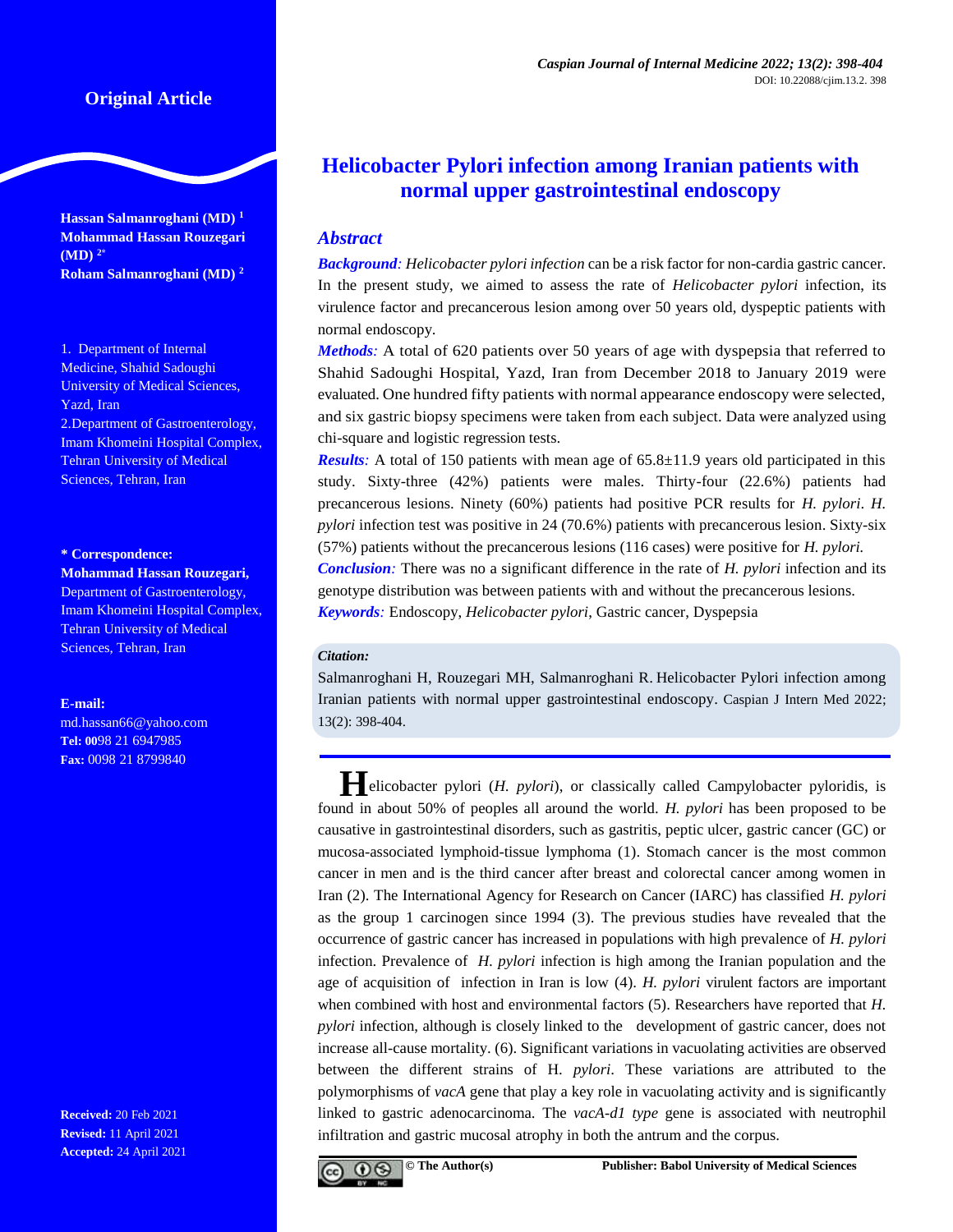Original Article

# Helicobacter Pylori infection among Iranian patients with normal upper gastrointestinal endoscopy

**Hassan Salmanroghani (MD) [1]**
**Mohammad Hassan Rouzegari (MD) [2*]**
**Roham Salmanroghani (MD) [2]**

1. Department of Internal Medicine, Shahid Sadoughi University of Medical Sciences, Yazd, Iran
2. Department of Gastroenterology, Imam Khomeini Hospital Complex, Tehran University of Medical Sciences, Tehran, Iran

**\* Correspondence:**
**Mohammad Hassan Rouzegari,** Department of Gastroenterology, Imam Khomeini Hospital Complex, Tehran University of Medical Sciences, Tehran, Iran

**E-mail:** md.hassan66@yahoo.com
**Tel:** 0098 21 6947985
**Fax:** 0098 21 8799840

**Received:** 20 Feb 2021
**Revised:** 11 April 2021
**Accepted:** 24 April 2021

## Abstract

***Background:*** *Helicobacter pylori infection* can be a risk factor for non-cardia gastric cancer. In the present study, we aimed to assess the rate of *Helicobacter pylori* infection, its virulence factor and precancerous lesion among over 50 years old, dyspeptic patients with normal endoscopy.

***Methods:*** A total of 620 patients over 50 years of age with dyspepsia that referred to Shahid Sadoughi Hospital, Yazd, Iran from December 2018 to January 2019 were evaluated. One hundred fifty patients with normal appearance endoscopy were selected, and six gastric biopsy specimens were taken from each subject. Data were analyzed using chi-square and logistic regression tests.

***Results:*** A total of 150 patients with mean age of 65.8±11.9 years old participated in this study. Sixty-three (42%) patients were males. Thirty-four (22.6%) patients had precancerous lesions. Ninety (60%) patients had positive PCR results for *H. pylori*. *H. pylori* infection test was positive in 24 (70.6%) patients with precancerous lesion. Sixty-six (57%) patients without the precancerous lesions (116 cases) were positive for *H. pylori.*

***Conclusion:*** There was no a significant difference in the rate of *H. pylori* infection and its genotype distribution was between patients with and without the precancerous lesions.

***Keywords:*** Endoscopy, *Helicobacter pylori*, Gastric cancer, Dyspepsia

***Citation:***

Salmanroghani H, Rouzegari MH, Salmanroghani R. Helicobacter Pylori infection among Iranian patients with normal upper gastrointestinal endoscopy. Caspian J Intern Med 2022; 13(2): 398-404.

**H**elicobacter pylori (*H. pylori*), or classically called Campylobacter pyloridis, is found in about 50% of peoples all around the world. *H. pylori* has been proposed to be causative in gastrointestinal disorders, such as gastritis, peptic ulcer, gastric cancer (GC) or mucosa-associated lymphoid-tissue lymphoma (1). Stomach cancer is the most common cancer in men and is the third cancer after breast and colorectal cancer among women in Iran (2). The International Agency for Research on Cancer (IARC) has classified *H. pylori* as the group 1 carcinogen since 1994 (3). The previous studies have revealed that the occurrence of gastric cancer has increased in populations with high prevalence of *H. pylori* infection. Prevalence of *H. pylori* infection is high among the Iranian population and the age of acquisition of infection in Iran is low (4). *H. pylori* virulent factors are important when combined with host and environmental factors (5). Researchers have reported that *H. pylori* infection, although is closely linked to the development of gastric cancer, does not increase all-cause mortality. (6). Significant variations in vacuolating activities are observed between the different strains of H. *pylori*. These variations are attributed to the polymorphisms of *vacA* gene that play a key role in vacuolating activity and is significantly linked to gastric adenocarcinoma. The *vacA-d1 type* gene is associated with neutrophil infiltration and gastric mucosal atrophy in both the antrum and the corpus.

© The Author(s) Publisher: Babol University of Medical Sciences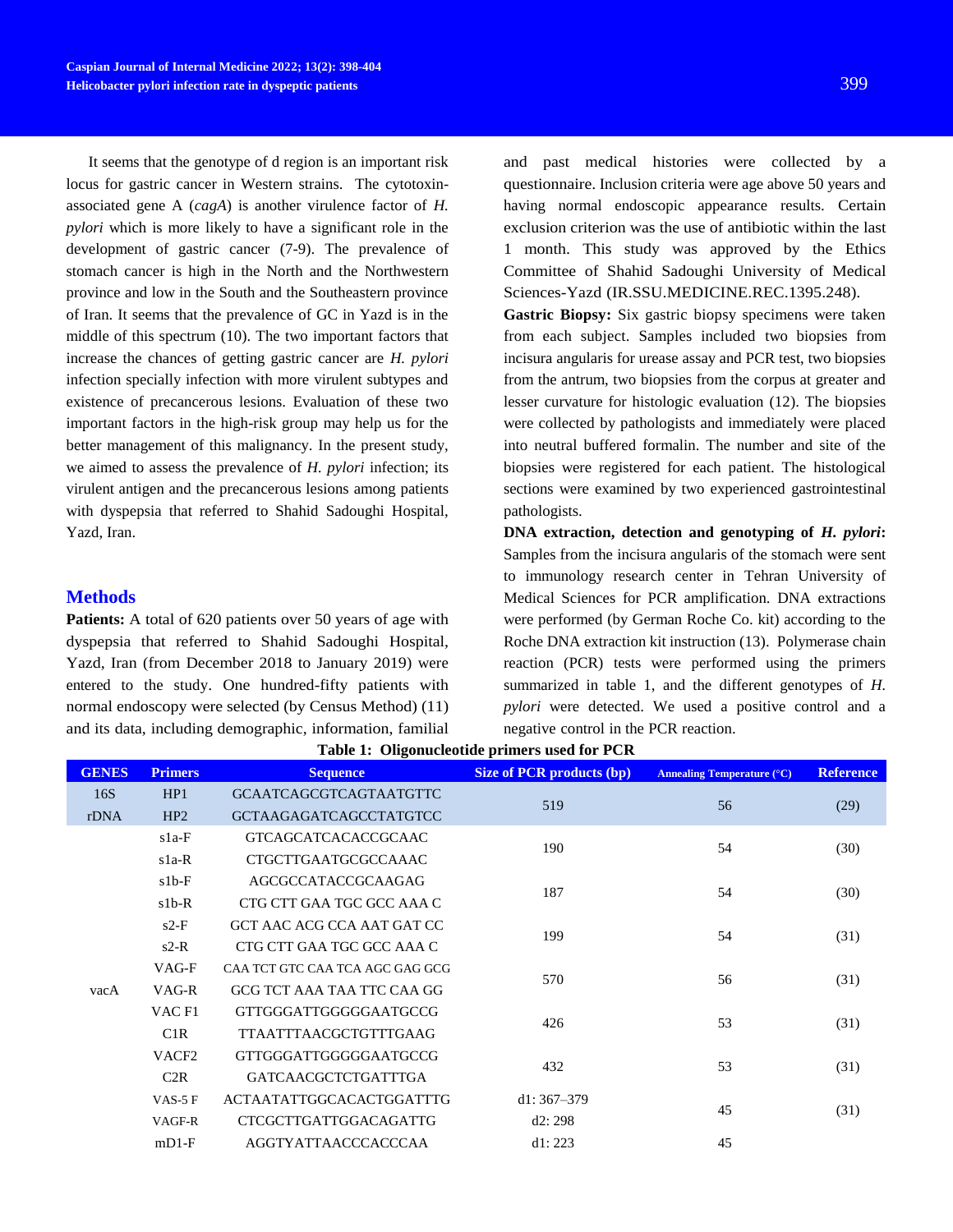It seems that the genotype of d region is an important risk locus for gastric cancer in Western strains. The cytotoxin-associated gene A (*cagA*) is another virulence factor of *H. pylori* which is more likely to have a significant role in the development of gastric cancer (7-9). The prevalence of stomach cancer is high in the North and the Northwestern province and low in the South and the Southeastern province of Iran. It seems that the prevalence of GC in Yazd is in the middle of this spectrum (10). The two important factors that increase the chances of getting gastric cancer are *H. pylori* infection specially infection with more virulent subtypes and existence of precancerous lesions. Evaluation of these two important factors in the high-risk group may help us for the better management of this malignancy. In the present study, we aimed to assess the prevalence of *H. pylori* infection; its virulent antigen and the precancerous lesions among patients with dyspepsia that referred to Shahid Sadoughi Hospital, Yazd, Iran.

## Methods

**Patients:** A total of 620 patients over 50 years of age with dyspepsia that referred to Shahid Sadoughi Hospital, Yazd, Iran (from December 2018 to January 2019) were entered to the study. One hundred-fifty patients with normal endoscopy were selected (by Census Method) (11) and its data, including demographic, information, familial and past medical histories were collected by a questionnaire. Inclusion criteria were age above 50 years and having normal endoscopic appearance results. Certain exclusion criterion was the use of antibiotic within the last 1 month. This study was approved by the Ethics Committee of Shahid Sadoughi University of Medical Sciences-Yazd (IR.SSU.MEDICINE.REC.1395.248).

**Gastric Biopsy:** Six gastric biopsy specimens were taken from each subject. Samples included two biopsies from incisura angularis for urease assay and PCR test, two biopsies from the antrum, two biopsies from the corpus at greater and lesser curvature for histologic evaluation (12). The biopsies were collected by pathologists and immediately were placed into neutral buffered formalin. The number and site of the biopsies were registered for each patient. The histological sections were examined by two experienced gastrointestinal pathologists.

**DNA extraction, detection and genotyping of *H. pylori*:** Samples from the incisura angularis of the stomach were sent to immunology research center in Tehran University of Medical Sciences for PCR amplification. DNA extractions were performed (by German Roche Co. kit) according to the Roche DNA extraction kit instruction (13). Polymerase chain reaction (PCR) tests were performed using the primers summarized in table 1, and the different genotypes of *H. pylori* were detected. We used a positive control and a negative control in the PCR reaction.

**Table 1: Oligonucleotide primers used for PCR**

| GENES | Primers | Sequence | Size of PCR products (bp) | Annealing Temperature (°C) | Reference |
|---|---|---|---|---|---|
| 16S rDNA | HP1 | GCAATCAGCGTCAGTAATGTTC | 519 | 56 | (29) |
| | HP2 | GCTAAGAGATCAGCCTATGTCC | | | |
| vacA | s1a-F | GTCAGCATCACACCGCAAC | 190 | 54 | (30) |
| | s1a-R | CTGCTTGAATGCGCCAAAC | | | |
| | s1b-F | AGCGCCATACCGCAAGAG | 187 | 54 | (30) |
| | s1b-R | CTG CTT GAA TGC GCC AAA C | | | |
| | s2-F | GCT AAC ACG CCA AAT GAT CC | 199 | 54 | (31) |
| | s2-R | CTG CTT GAA TGC GCC AAA C | | | |
| | VAG-F | CAA TCT GTC CAA TCA AGC GAG GCG | 570 | 56 | (31) |
| | VAG-R | GCG TCT AAA TAA TTC CAA GG | | | |
| | VAC F1 | GTTGGGATTGGGGGAATGCCG | 426 | 53 | (31) |
| | C1R | TTAATTTAACGCTGTTTGAAG | | | |
| | VACF2 | GTTGGGATTGGGGGAATGCCG | 432 | 53 | (31) |
| | C2R | GATCAACGCTCTGATTTGA | | | |
| | VAS-5 F | ACTAATATTGGCACACTGGATTTG | d1: 367–379 | 45 | (31) |
| | VAGF-R | CTCGCTTGATTGGACAGATTG | d2: 298 | | |
| | mD1-F | AGGTYATTAACCCACCCAA | d1: 223 | 45 | |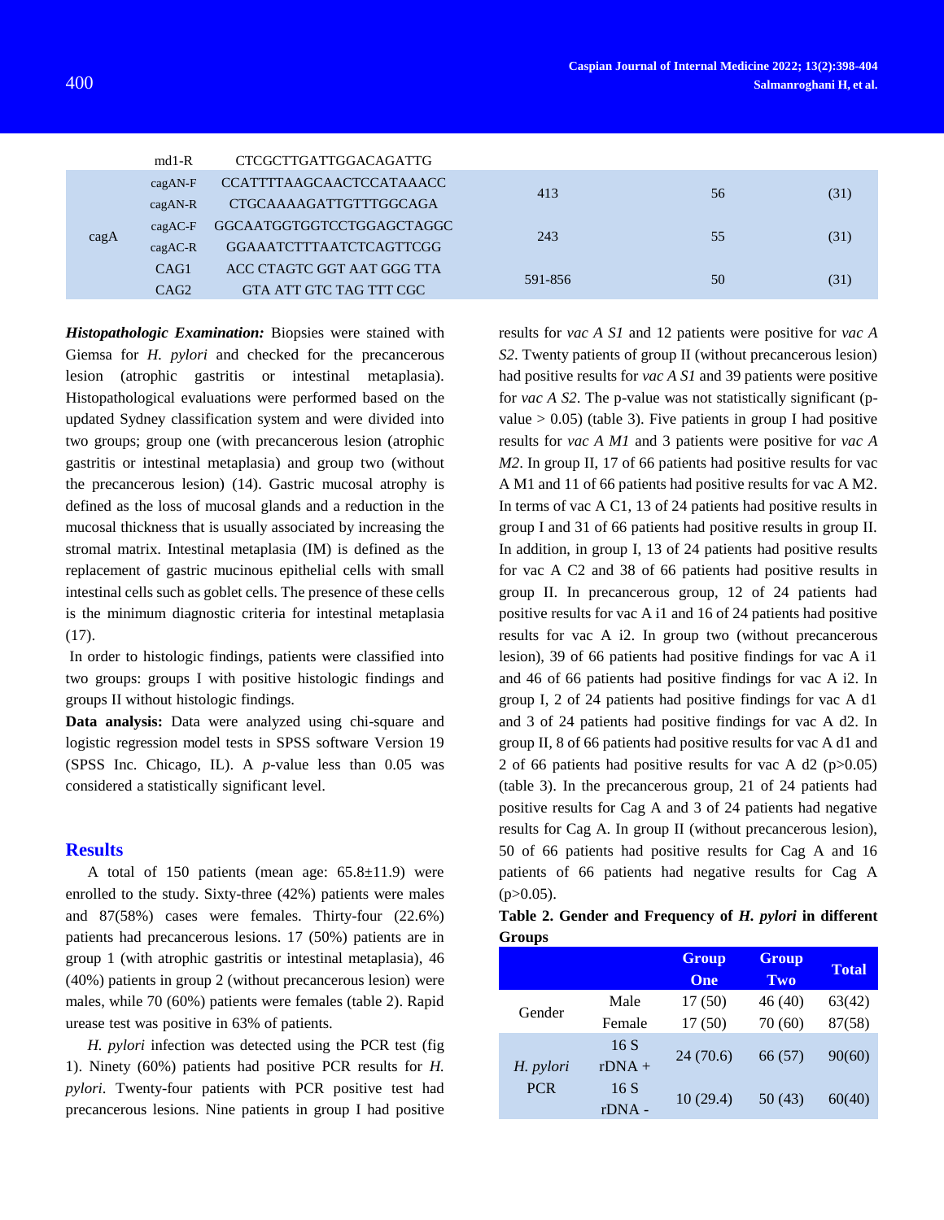| | | | | | |
|---|---|---|---|---|---|
| | md1-R | CTCGCTTGATTGGACAGATTG | | | |
| cagA | cagAN-F | CCATTTTAAGCAACTCCATAAACC | 413 | 56 | (31) |
| | cagAN-R | CTGCAAAAGATTGTTTGGCAGA | | | |
| | cagAC-F | GGCAATGGTGGTCCTGGAGCTAGGC | 243 | 55 | (31) |
| | cagAC-R | GGAAATCTTTAATCTCAGTTCGG | | | |
| | CAG1 | ACC CTAGTC GGT AAT GGG TTA | 591-856 | 50 | (31) |
| | CAG2 | GTA ATT GTC TAG TTT CGC | | | |

***Histopathologic Examination:*** Biopsies were stained with Giemsa for *H. pylori* and checked for the precancerous lesion (atrophic gastritis or intestinal metaplasia). Histopathological evaluations were performed based on the updated Sydney classification system and were divided into two groups; group one (with precancerous lesion (atrophic gastritis or intestinal metaplasia) and group two (without the precancerous lesion) (14). Gastric mucosal atrophy is defined as the loss of mucosal glands and a reduction in the mucosal thickness that is usually associated by increasing the stromal matrix. Intestinal metaplasia (IM) is defined as the replacement of gastric mucinous epithelial cells with small intestinal cells such as goblet cells. The presence of these cells is the minimum diagnostic criteria for intestinal metaplasia (17).

In order to histologic findings, patients were classified into two groups: groups I with positive histologic findings and groups II without histologic findings.

**Data analysis:** Data were analyzed using chi-square and logistic regression model tests in SPSS software Version 19 (SPSS Inc. Chicago, IL). A *p*-value less than 0.05 was considered a statistically significant level.

## Results

A total of 150 patients (mean age: 65.8±11.9) were enrolled to the study. Sixty-three (42%) patients were males and 87(58%) cases were females. Thirty-four (22.6%) patients had precancerous lesions. 17 (50%) patients are in group 1 (with atrophic gastritis or intestinal metaplasia), 46 (40%) patients in group 2 (without precancerous lesion) were males, while 70 (60%) patients were females (table 2). Rapid urease test was positive in 63% of patients.

*H. pylori* infection was detected using the PCR test (fig 1). Ninety (60%) patients had positive PCR results for *H. pylori*. Twenty-four patients with PCR positive test had precancerous lesions. Nine patients in group I had positive results for *vac A S1* and 12 patients were positive for *vac A S2*. Twenty patients of group II (without precancerous lesion) had positive results for *vac A S1* and 39 patients were positive for *vac A S2*. The p-value was not statistically significant (p-value > 0.05) (table 3). Five patients in group I had positive results for *vac A M1* and 3 patients were positive for *vac A M2*. In group II, 17 of 66 patients had positive results for vac A M1 and 11 of 66 patients had positive results for vac A M2. In terms of vac A C1, 13 of 24 patients had positive results in group I and 31 of 66 patients had positive results in group II. In addition, in group I, 13 of 24 patients had positive results for vac A C2 and 38 of 66 patients had positive results in group II. In precancerous group, 12 of 24 patients had positive results for vac A i1 and 16 of 24 patients had positive results for vac A i2. In group two (without precancerous lesion), 39 of 66 patients had positive findings for vac A i1 and 46 of 66 patients had positive findings for vac A i2. In group I, 2 of 24 patients had positive findings for vac A d1 and 3 of 24 patients had positive findings for vac A d2. In group II, 8 of 66 patients had positive results for vac A d1 and 2 of 66 patients had positive results for vac A d2 (p>0.05) (table 3). In the precancerous group, 21 of 24 patients had positive results for Cag A and 3 of 24 patients had negative results for Cag A. In group II (without precancerous lesion), 50 of 66 patients had positive results for Cag A and 16 patients of 66 patients had negative results for Cag A (p>0.05).

**Table 2. Gender and Frequency of *H. pylori* in different Groups**

| | | Group One | Group Two | Total |
|---|---|---|---|---|
| Gender | Male | 17 (50) | 46 (40) | 63(42) |
| | Female | 17 (50) | 70 (60) | 87(58) |
| *H. pylori* PCR | 16 S rDNA + | 24 (70.6) | 66 (57) | 90(60) |
| | 16 S rDNA - | 10 (29.4) | 50 (43) | 60(40) |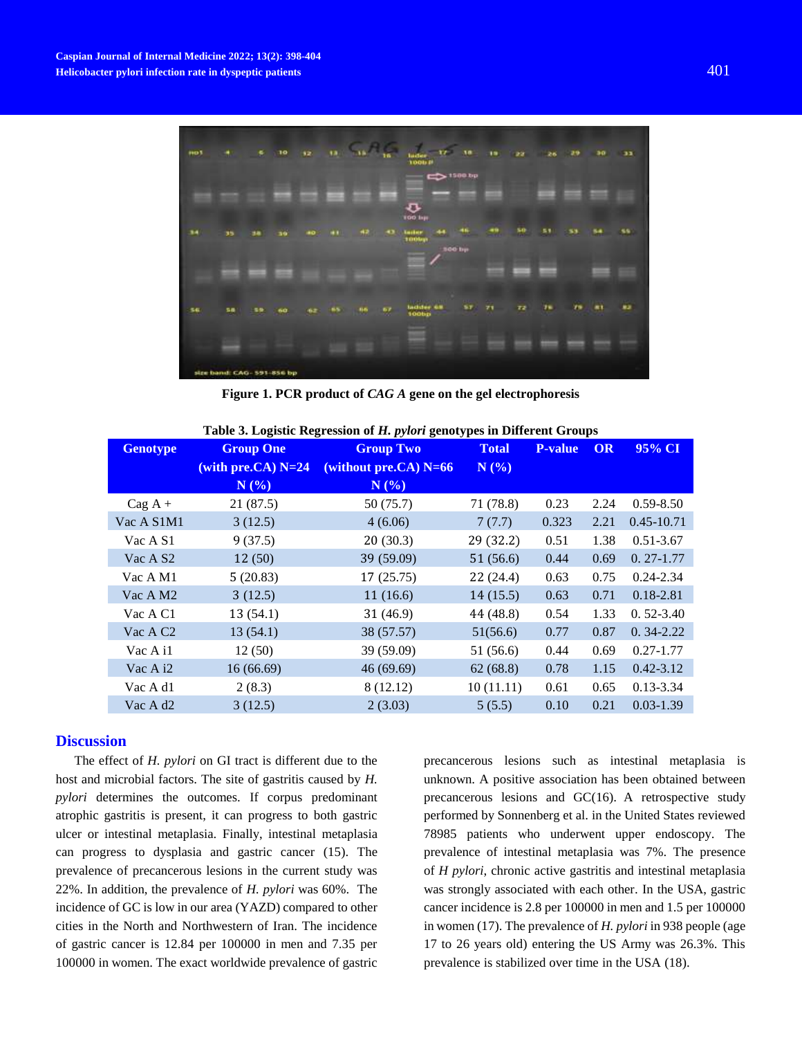Figure 1. PCR product of *CAG A* gene on the gel electrophoresis

**Table 3. Logistic Regression of *H. pylori* genotypes in Different Groups**

| Genotype | Group One (with pre.CA) N=24 N (%) | Group Two (without pre.CA) N=66 N (%) | Total N (%) | P-value | OR | 95% CI |
|---|---|---|---|---|---|---|
| Cag A + | 21 (87.5) | 50 (75.7) | 71 (78.8) | 0.23 | 2.24 | 0.59-8.50 |
| Vac A S1M1 | 3 (12.5) | 4 (6.06) | 7 (7.7) | 0.323 | 2.21 | 0.45-10.71 |
| Vac A S1 | 9 (37.5) | 20 (30.3) | 29 (32.2) | 0.51 | 1.38 | 0.51-3.67 |
| Vac A S2 | 12 (50) | 39 (59.09) | 51 (56.6) | 0.44 | 0.69 | 0. 27-1.77 |
| Vac A M1 | 5 (20.83) | 17 (25.75) | 22 (24.4) | 0.63 | 0.75 | 0.24-2.34 |
| Vac A M2 | 3 (12.5) | 11 (16.6) | 14 (15.5) | 0.63 | 0.71 | 0.18-2.81 |
| Vac A C1 | 13 (54.1) | 31 (46.9) | 44 (48.8) | 0.54 | 1.33 | 0. 52-3.40 |
| Vac A C2 | 13 (54.1) | 38 (57.57) | 51(56.6) | 0.77 | 0.87 | 0. 34-2.22 |
| Vac A i1 | 12 (50) | 39 (59.09) | 51 (56.6) | 0.44 | 0.69 | 0.27-1.77 |
| Vac A i2 | 16 (66.69) | 46 (69.69) | 62 (68.8) | 0.78 | 1.15 | 0.42-3.12 |
| Vac A d1 | 2 (8.3) | 8 (12.12) | 10 (11.11) | 0.61 | 0.65 | 0.13-3.34 |
| Vac A d2 | 3 (12.5) | 2 (3.03) | 5 (5.5) | 0.10 | 0.21 | 0.03-1.39 |

## Discussion

The effect of *H. pylori* on GI tract is different due to the host and microbial factors. The site of gastritis caused by *H. pylori* determines the outcomes. If corpus predominant atrophic gastritis is present, it can progress to both gastric ulcer or intestinal metaplasia. Finally, intestinal metaplasia can progress to dysplasia and gastric cancer (15). The prevalence of precancerous lesions in the current study was 22%. In addition, the prevalence of *H. pylori* was 60%. The incidence of GC is low in our area (YAZD) compared to other cities in the North and Northwestern of Iran. The incidence of gastric cancer is 12.84 per 100000 in men and 7.35 per 100000 in women. The exact worldwide prevalence of gastric precancerous lesions such as intestinal metaplasia is unknown. A positive association has been obtained between precancerous lesions and GC(16). A retrospective study performed by Sonnenberg et al. in the United States reviewed 78985 patients who underwent upper endoscopy. The prevalence of intestinal metaplasia was 7%. The presence of *H pylori*, chronic active gastritis and intestinal metaplasia was strongly associated with each other. In the USA, gastric cancer incidence is 2.8 per 100000 in men and 1.5 per 100000 in women (17). The prevalence of *H. pylori* in 938 people (age 17 to 26 years old) entering the US Army was 26.3%. This prevalence is stabilized over time in the USA (18).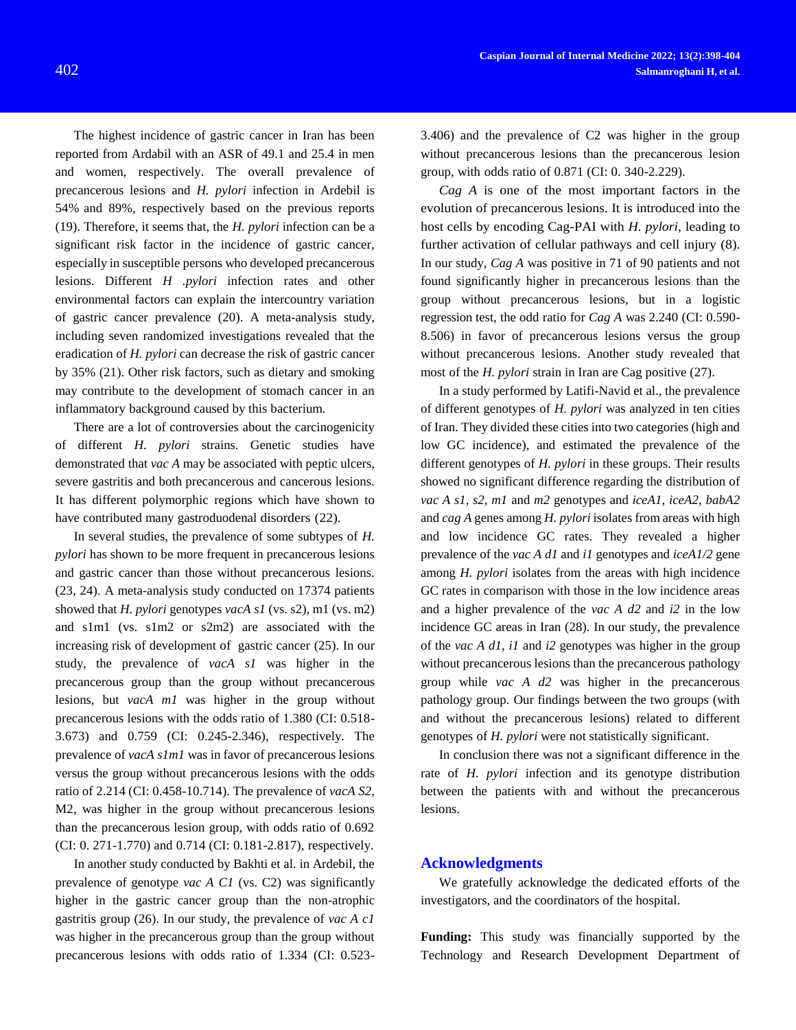The highest incidence of gastric cancer in Iran has been reported from Ardabil with an ASR of 49.1 and 25.4 in men and women, respectively. The overall prevalence of precancerous lesions and *H. pylori* infection in Ardebil is 54% and 89%, respectively based on the previous reports (19). Therefore, it seems that, the *H. pylori* infection can be a significant risk factor in the incidence of gastric cancer, especially in susceptible persons who developed precancerous lesions. Different *H .pylori* infection rates and other environmental factors can explain the intercountry variation of gastric cancer prevalence (20). A meta-analysis study, including seven randomized investigations revealed that the eradication of *H. pylori* can decrease the risk of gastric cancer by 35% (21). Other risk factors, such as dietary and smoking may contribute to the development of stomach cancer in an inflammatory background caused by this bacterium.

There are a lot of controversies about the carcinogenicity of different *H. pylori* strains. Genetic studies have demonstrated that *vac A* may be associated with peptic ulcers, severe gastritis and both precancerous and cancerous lesions. It has different polymorphic regions which have shown to have contributed many gastroduodenal disorders (22).

In several studies, the prevalence of some subtypes of *H. pylori* has shown to be more frequent in precancerous lesions and gastric cancer than those without precancerous lesions. (23, 24). A meta-analysis study conducted on 17374 patients showed that *H. pylori* genotypes *vacA s1* (vs. s2), m1 (vs. m2) and s1m1 (vs. s1m2 or s2m2) are associated with the increasing risk of development of gastric cancer (25). In our study, the prevalence of *vacA s1* was higher in the precancerous group than the group without precancerous lesions, but *vacA m1* was higher in the group without precancerous lesions with the odds ratio of 1.380 (CI: 0.518-3.673) and 0.759 (CI: 0.245-2.346), respectively. The prevalence of *vacA s1m1* was in favor of precancerous lesions versus the group without precancerous lesions with the odds ratio of 2.214 (CI: 0.458-10.714). The prevalence of *vacA S2*, M2, was higher in the group without precancerous lesions than the precancerous lesion group, with odds ratio of 0.692 (CI: 0. 271-1.770) and 0.714 (CI: 0.181-2.817), respectively.

In another study conducted by Bakhti et al. in Ardebil, the prevalence of genotype *vac A C1* (vs. C2) was significantly higher in the gastric cancer group than the non-atrophic gastritis group (26). In our study, the prevalence of *vac A c1* was higher in the precancerous group than the group without precancerous lesions with odds ratio of 1.334 (CI: 0.523-3.406) and the prevalence of C2 was higher in the group without precancerous lesions than the precancerous lesion group, with odds ratio of 0.871 (CI: 0. 340-2.229).

*Cag A* is one of the most important factors in the evolution of precancerous lesions. It is introduced into the host cells by encoding Cag-PAI with *H. pylori*, leading to further activation of cellular pathways and cell injury (8). In our study, *Cag A* was positive in 71 of 90 patients and not found significantly higher in precancerous lesions than the group without precancerous lesions, but in a logistic regression test, the odd ratio for *Cag A* was 2.240 (CI: 0.590-8.506) in favor of precancerous lesions versus the group without precancerous lesions. Another study revealed that most of the *H. pylori* strain in Iran are Cag positive (27).

In a study performed by Latifi-Navid et al., the prevalence of different genotypes of *H. pylori* was analyzed in ten cities of Iran. They divided these cities into two categories (high and low GC incidence), and estimated the prevalence of the different genotypes of *H. pylori* in these groups. Their results showed no significant difference regarding the distribution of *vac A s1, s2, m1* and *m2* genotypes and *iceA1, iceA2, babA2* and *cag A* genes among *H. pylori* isolates from areas with high and low incidence GC rates. They revealed a higher prevalence of the *vac A d1* and *i1* genotypes and *iceA1/2* gene among *H. pylori* isolates from the areas with high incidence GC rates in comparison with those in the low incidence areas and a higher prevalence of the *vac A d2* and *i2* in the low incidence GC areas in Iran (28). In our study, the prevalence of the *vac A d1, i1* and *i2* genotypes was higher in the group without precancerous lesions than the precancerous pathology group while *vac A d2* was higher in the precancerous pathology group. Our findings between the two groups (with and without the precancerous lesions) related to different genotypes of *H. pylori* were not statistically significant.

In conclusion there was not a significant difference in the rate of *H. pylori* infection and its genotype distribution between the patients with and without the precancerous lesions.

## Acknowledgments

We gratefully acknowledge the dedicated efforts of the investigators, and the coordinators of the hospital.

**Funding:** This study was financially supported by the Technology and Research Development Department of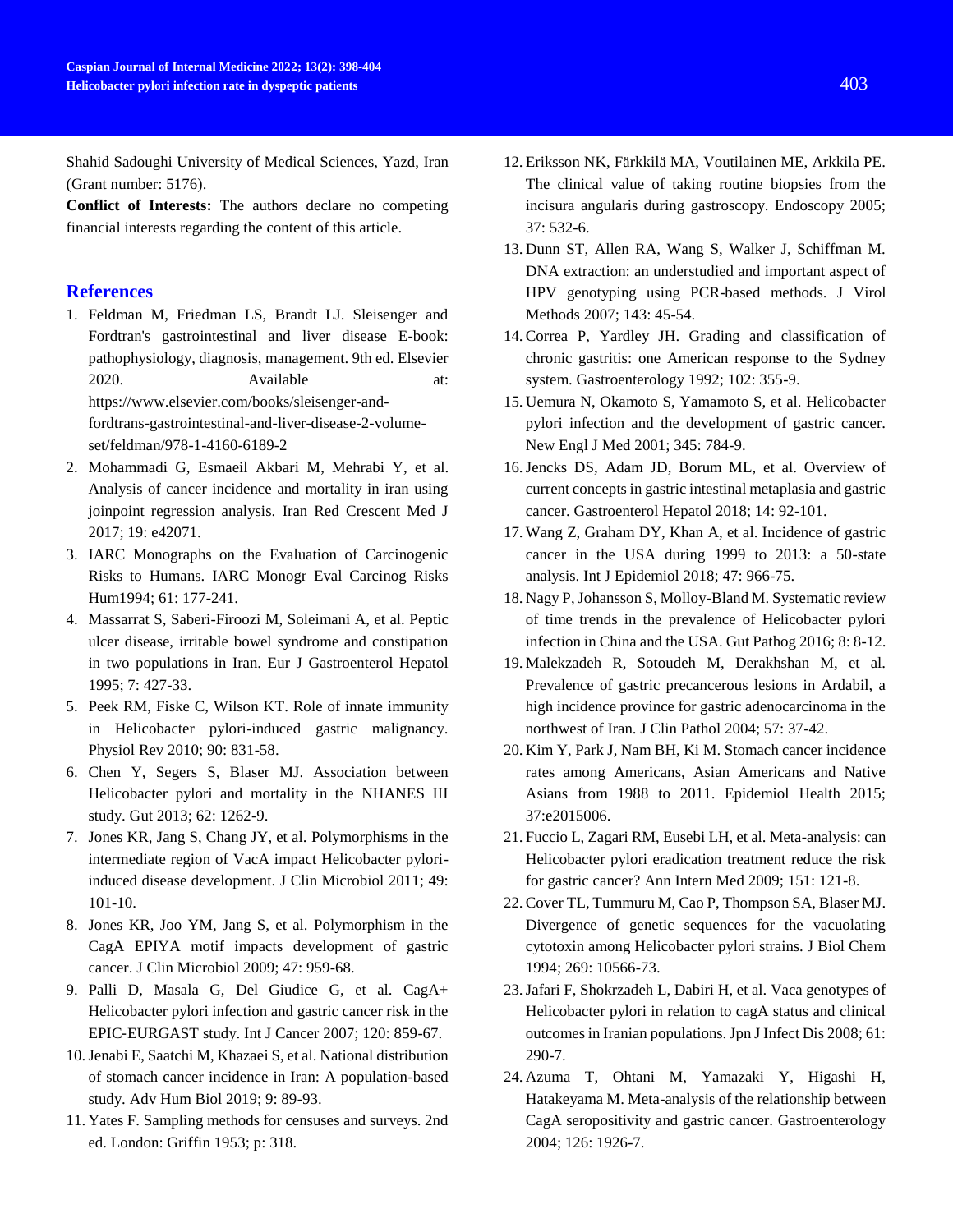Shahid Sadoughi University of Medical Sciences, Yazd, Iran (Grant number: 5176).

**Conflict of Interests:** The authors declare no competing financial interests regarding the content of this article.

## References

1. Feldman M, Friedman LS, Brandt LJ. Sleisenger and Fordtran's gastrointestinal and liver disease E-book: pathophysiology, diagnosis, management. 9th ed. Elsevier 2020. Available at: https://www.elsevier.com/books/sleisenger-and-fordtrans-gastrointestinal-and-liver-disease-2-volume-set/feldman/978-1-4160-6189-2
2. Mohammadi G, Esmaeil Akbari M, Mehrabi Y, et al. Analysis of cancer incidence and mortality in iran using joinpoint regression analysis. Iran Red Crescent Med J 2017; 19: e42071.
3. IARC Monographs on the Evaluation of Carcinogenic Risks to Humans. IARC Monogr Eval Carcinog Risks Hum1994; 61: 177-241.
4. Massarrat S, Saberi-Firoozi M, Soleimani A, et al. Peptic ulcer disease, irritable bowel syndrome and constipation in two populations in Iran. Eur J Gastroenterol Hepatol 1995; 7: 427-33.
5. Peek RM, Fiske C, Wilson KT. Role of innate immunity in Helicobacter pylori-induced gastric malignancy. Physiol Rev 2010; 90: 831-58.
6. Chen Y, Segers S, Blaser MJ. Association between Helicobacter pylori and mortality in the NHANES III study. Gut 2013; 62: 1262-9.
7. Jones KR, Jang S, Chang JY, et al. Polymorphisms in the intermediate region of VacA impact Helicobacter pylori-induced disease development. J Clin Microbiol 2011; 49: 101-10.
8. Jones KR, Joo YM, Jang S, et al. Polymorphism in the CagA EPIYA motif impacts development of gastric cancer. J Clin Microbiol 2009; 47: 959-68.
9. Palli D, Masala G, Del Giudice G, et al. CagA+ Helicobacter pylori infection and gastric cancer risk in the EPIC-EURGAST study. Int J Cancer 2007; 120: 859-67.
10. Jenabi E, Saatchi M, Khazaei S, et al. National distribution of stomach cancer incidence in Iran: A population-based study. Adv Hum Biol 2019; 9: 89-93.
11. Yates F. Sampling methods for censuses and surveys. 2nd ed. London: Griffin 1953; p: 318.
12. Eriksson NK, Färkkilä MA, Voutilainen ME, Arkkila PE. The clinical value of taking routine biopsies from the incisura angularis during gastroscopy. Endoscopy 2005; 37: 532-6.
13. Dunn ST, Allen RA, Wang S, Walker J, Schiffman M. DNA extraction: an understudied and important aspect of HPV genotyping using PCR-based methods. J Virol Methods 2007; 143: 45-54.
14. Correa P, Yardley JH. Grading and classification of chronic gastritis: one American response to the Sydney system. Gastroenterology 1992; 102: 355-9.
15. Uemura N, Okamoto S, Yamamoto S, et al. Helicobacter pylori infection and the development of gastric cancer. New Engl J Med 2001; 345: 784-9.
16. Jencks DS, Adam JD, Borum ML, et al. Overview of current concepts in gastric intestinal metaplasia and gastric cancer. Gastroenterol Hepatol 2018; 14: 92-101.
17. Wang Z, Graham DY, Khan A, et al. Incidence of gastric cancer in the USA during 1999 to 2013: a 50-state analysis. Int J Epidemiol 2018; 47: 966-75.
18. Nagy P, Johansson S, Molloy-Bland M. Systematic review of time trends in the prevalence of Helicobacter pylori infection in China and the USA. Gut Pathog 2016; 8: 8-12.
19. Malekzadeh R, Sotoudeh M, Derakhshan M, et al. Prevalence of gastric precancerous lesions in Ardabil, a high incidence province for gastric adenocarcinoma in the northwest of Iran. J Clin Pathol 2004; 57: 37-42.
20. Kim Y, Park J, Nam BH, Ki M. Stomach cancer incidence rates among Americans, Asian Americans and Native Asians from 1988 to 2011. Epidemiol Health 2015; 37:e2015006.
21. Fuccio L, Zagari RM, Eusebi LH, et al. Meta-analysis: can Helicobacter pylori eradication treatment reduce the risk for gastric cancer? Ann Intern Med 2009; 151: 121-8.
22. Cover TL, Tummuru M, Cao P, Thompson SA, Blaser MJ. Divergence of genetic sequences for the vacuolating cytotoxin among Helicobacter pylori strains. J Biol Chem 1994; 269: 10566-73.
23. Jafari F, Shokrzadeh L, Dabiri H, et al. Vaca genotypes of Helicobacter pylori in relation to cagA status and clinical outcomes in Iranian populations. Jpn J Infect Dis 2008; 61: 290-7.
24. Azuma T, Ohtani M, Yamazaki Y, Higashi H, Hatakeyama M. Meta-analysis of the relationship between CagA seropositivity and gastric cancer. Gastroenterology 2004; 126: 1926-7.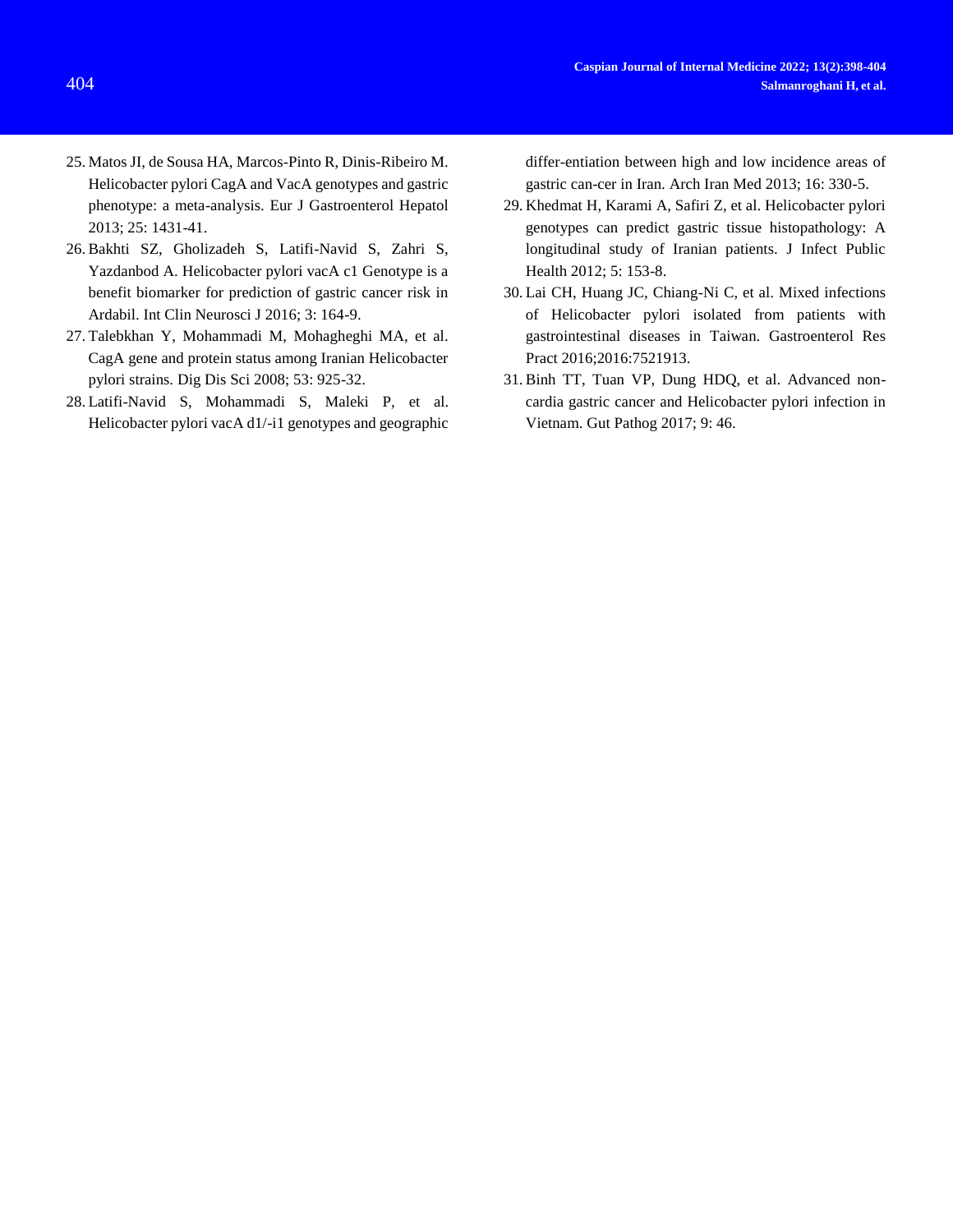25. Matos JI, de Sousa HA, Marcos-Pinto R, Dinis-Ribeiro M. Helicobacter pylori CagA and VacA genotypes and gastric phenotype: a meta-analysis. Eur J Gastroenterol Hepatol 2013; 25: 1431-41.
26. Bakhti SZ, Gholizadeh S, Latifi-Navid S, Zahri S, Yazdanbod A. Helicobacter pylori vacA c1 Genotype is a benefit biomarker for prediction of gastric cancer risk in Ardabil. Int Clin Neurosci J 2016; 3: 164-9.
27. Talebkhan Y, Mohammadi M, Mohagheghi MA, et al. CagA gene and protein status among Iranian Helicobacter pylori strains. Dig Dis Sci 2008; 53: 925-32.
28. Latifi-Navid S, Mohammadi S, Maleki P, et al. Helicobacter pylori vacA d1/-i1 genotypes and geographic differ-entiation between high and low incidence areas of gastric can-cer in Iran. Arch Iran Med 2013; 16: 330-5.
29. Khedmat H, Karami A, Safiri Z, et al. Helicobacter pylori genotypes can predict gastric tissue histopathology: A longitudinal study of Iranian patients. J Infect Public Health 2012; 5: 153-8.
30. Lai CH, Huang JC, Chiang-Ni C, et al. Mixed infections of Helicobacter pylori isolated from patients with gastrointestinal diseases in Taiwan. Gastroenterol Res Pract 2016;2016:7521913.
31. Binh TT, Tuan VP, Dung HDQ, et al. Advanced non-cardia gastric cancer and Helicobacter pylori infection in Vietnam. Gut Pathog 2017; 9: 46.